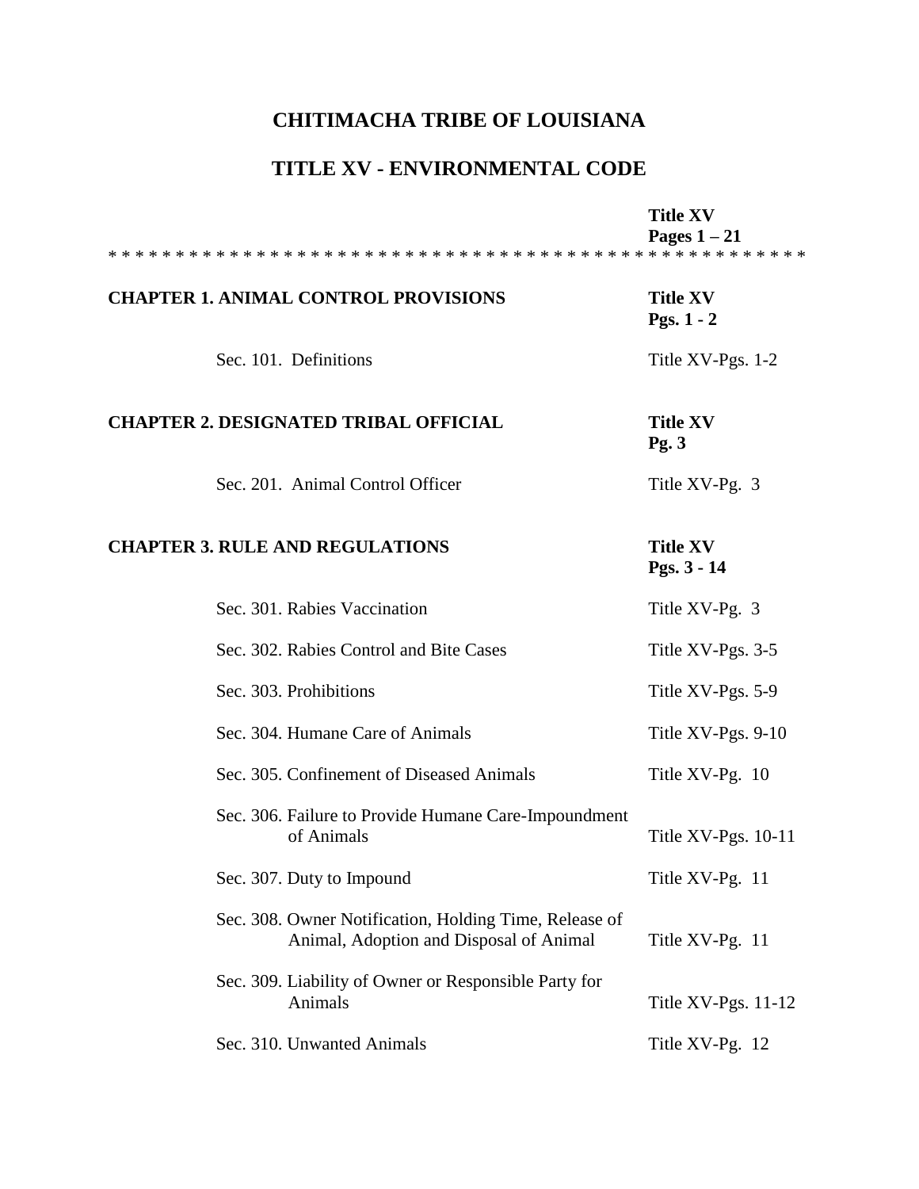# CHITIMACHA TRIBE OF LOUISIANA

## TITLE XV - ENVIRONMENTAL CODE

| | |
|---|---|
| | **Title XV Pages 1 – 21** |

* * * * * * * * * * * * * * * * * * * * * * * * * * * * * * * * * * * * * * * * * * * * * * * * * *

| | |
|---|---|
| **CHAPTER 1. ANIMAL CONTROL PROVISIONS** | **Title XV Pgs. 1 - 2** |
| Sec. 101. Definitions | Title XV-Pgs. 1-2 |
| **CHAPTER 2. DESIGNATED TRIBAL OFFICIAL** | **Title XV Pg. 3** |
| Sec. 201. Animal Control Officer | Title XV-Pg. 3 |
| **CHAPTER 3. RULE AND REGULATIONS** | **Title XV Pgs. 3 - 14** |
| Sec. 301. Rabies Vaccination | Title XV-Pg. 3 |
| Sec. 302. Rabies Control and Bite Cases | Title XV-Pgs. 3-5 |
| Sec. 303. Prohibitions | Title XV-Pgs. 5-9 |
| Sec. 304. Humane Care of Animals | Title XV-Pgs. 9-10 |
| Sec. 305. Confinement of Diseased Animals | Title XV-Pg. 10 |
| Sec. 306. Failure to Provide Humane Care-Impoundment of Animals | Title XV-Pgs. 10-11 |
| Sec. 307. Duty to Impound | Title XV-Pg. 11 |
| Sec. 308. Owner Notification, Holding Time, Release of Animal, Adoption and Disposal of Animal | Title XV-Pg. 11 |
| Sec. 309. Liability of Owner or Responsible Party for Animals | Title XV-Pgs. 11-12 |
| Sec. 310. Unwanted Animals | Title XV-Pg. 12 |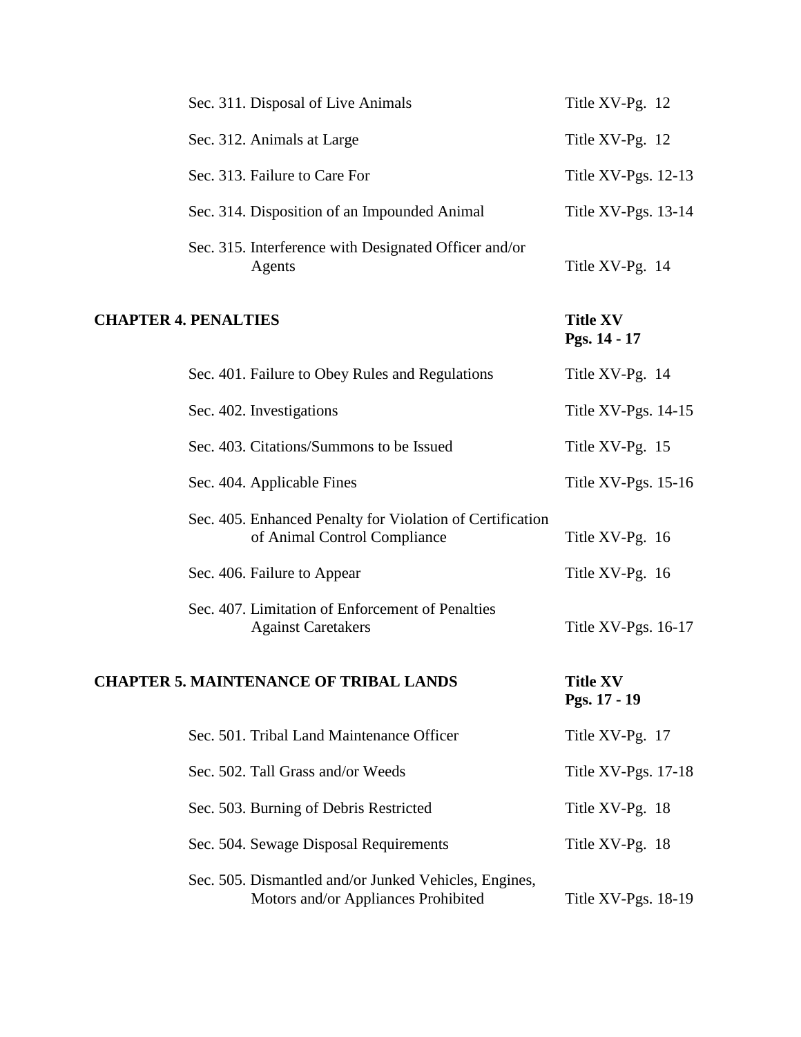| | |
|---|---|
| Sec. 311. Disposal of Live Animals | Title XV-Pg. 12 |
| Sec. 312. Animals at Large | Title XV-Pg. 12 |
| Sec. 313. Failure to Care For | Title XV-Pgs. 12-13 |
| Sec. 314. Disposition of an Impounded Animal | Title XV-Pgs. 13-14 |
| Sec. 315. Interference with Designated Officer and/or Agents | Title XV-Pg. 14 |
| **CHAPTER 4. PENALTIES** | **Title XV Pgs. 14 - 17** |
| Sec. 401. Failure to Obey Rules and Regulations | Title XV-Pg. 14 |
| Sec. 402. Investigations | Title XV-Pgs. 14-15 |
| Sec. 403. Citations/Summons to be Issued | Title XV-Pg. 15 |
| Sec. 404. Applicable Fines | Title XV-Pgs. 15-16 |
| Sec. 405. Enhanced Penalty for Violation of Certification of Animal Control Compliance | Title XV-Pg. 16 |
| Sec. 406. Failure to Appear | Title XV-Pg. 16 |
| Sec. 407. Limitation of Enforcement of Penalties Against Caretakers | Title XV-Pgs. 16-17 |
| **CHAPTER 5. MAINTENANCE OF TRIBAL LANDS** | **Title XV Pgs. 17 - 19** |
| Sec. 501. Tribal Land Maintenance Officer | Title XV-Pg. 17 |
| Sec. 502. Tall Grass and/or Weeds | Title XV-Pgs. 17-18 |
| Sec. 503. Burning of Debris Restricted | Title XV-Pg. 18 |
| Sec. 504. Sewage Disposal Requirements | Title XV-Pg. 18 |
| Sec. 505. Dismantled and/or Junked Vehicles, Engines, Motors and/or Appliances Prohibited | Title XV-Pgs. 18-19 |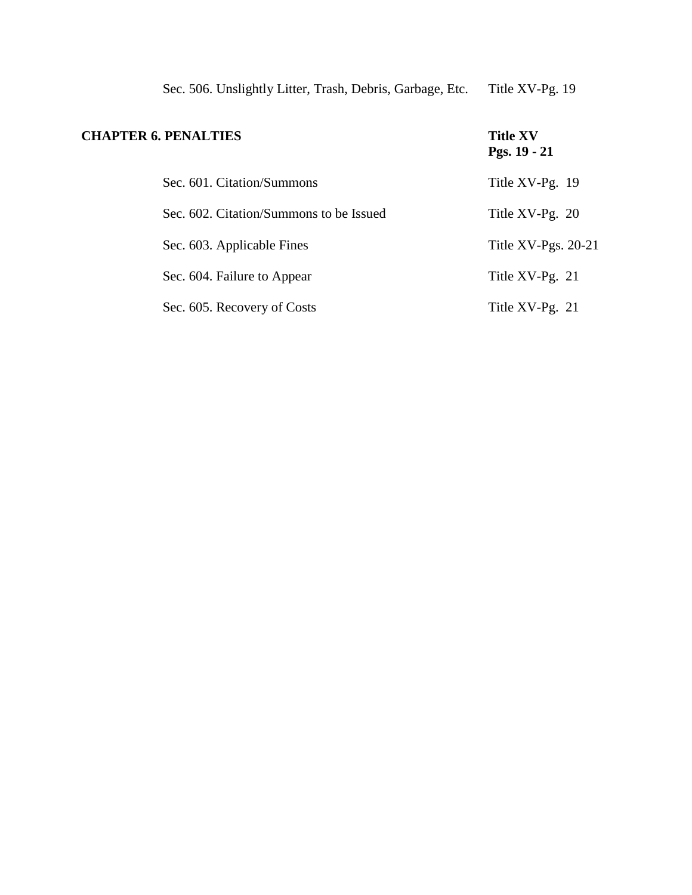| | |
|---|---|
| Sec. 506. Unslightly Litter, Trash, Debris, Garbage, Etc. | Title XV-Pg. 19 |
| **CHAPTER 6. PENALTIES** | **Title XV Pgs. 19 - 21** |
| Sec. 601. Citation/Summons | Title XV-Pg. 19 |
| Sec. 602. Citation/Summons to be Issued | Title XV-Pg. 20 |
| Sec. 603. Applicable Fines | Title XV-Pgs. 20-21 |
| Sec. 604. Failure to Appear | Title XV-Pg. 21 |
| Sec. 605. Recovery of Costs | Title XV-Pg. 21 |